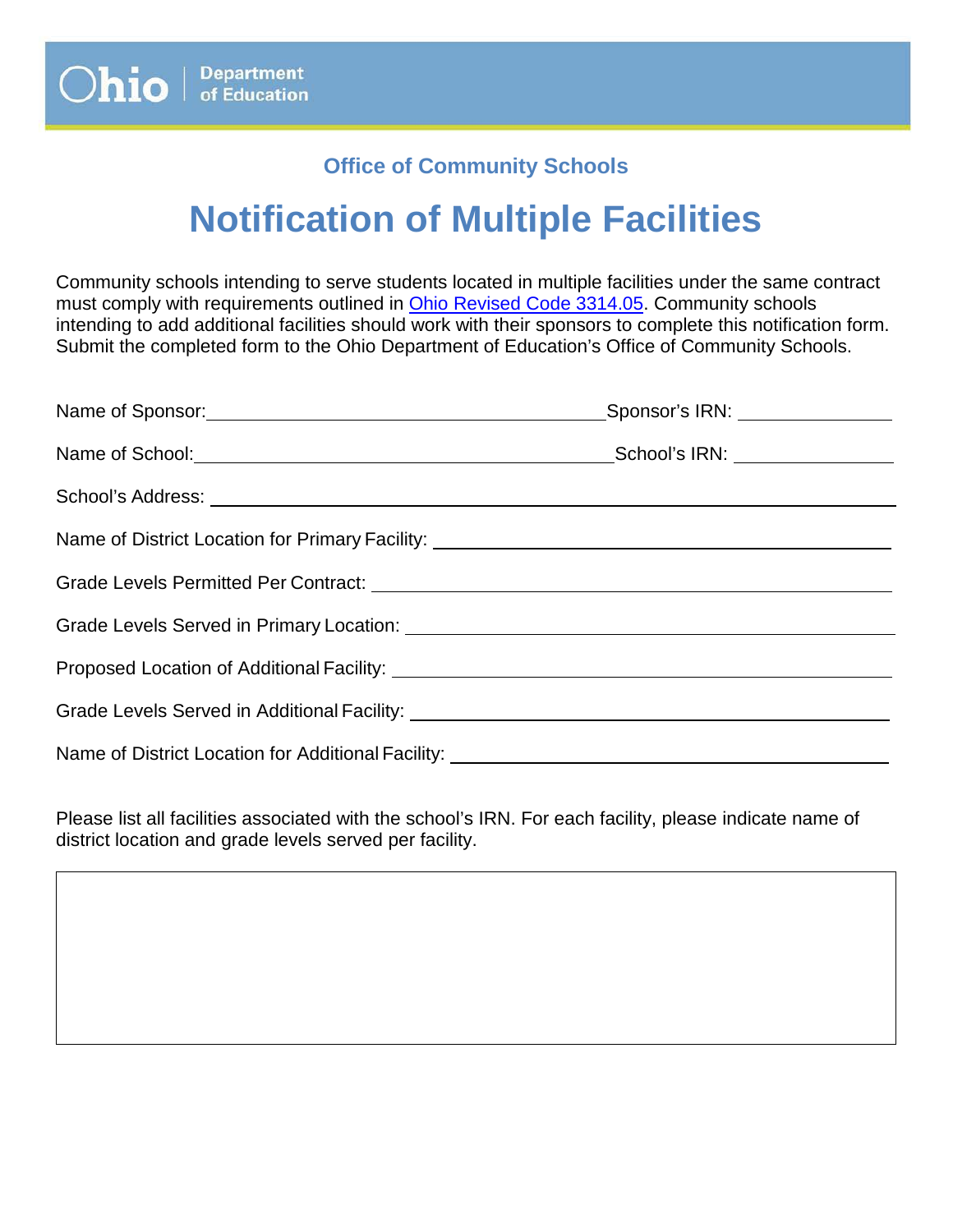Ohio | Department of Education

### Office of Community Schools

# Notification of Multiple Facilities

Community schools intending to serve students located in multiple facilities under the same contract must comply with requirements outlined in [Ohio Revised Code 3314.05](). Community schools intending to add additional facilities should work with their sponsors to complete this notification form. Submit the completed form to the Ohio Department of Education's Office of Community Schools.

Name of Sponsor: ______________________ Sponsor's IRN: ______________

Name of School: ______________________ School's IRN: ______________

School's Address: ______________________

Name of District Location for Primary Facility: ______________________

Grade Levels Permitted Per Contract: ______________________

Grade Levels Served in Primary Location: ______________________

Proposed Location of Additional Facility: ______________________

Grade Levels Served in Additional Facility: ______________________

Name of District Location for Additional Facility: ______________________

Please list all facilities associated with the school's IRN. For each facility, please indicate name of district location and grade levels served per facility.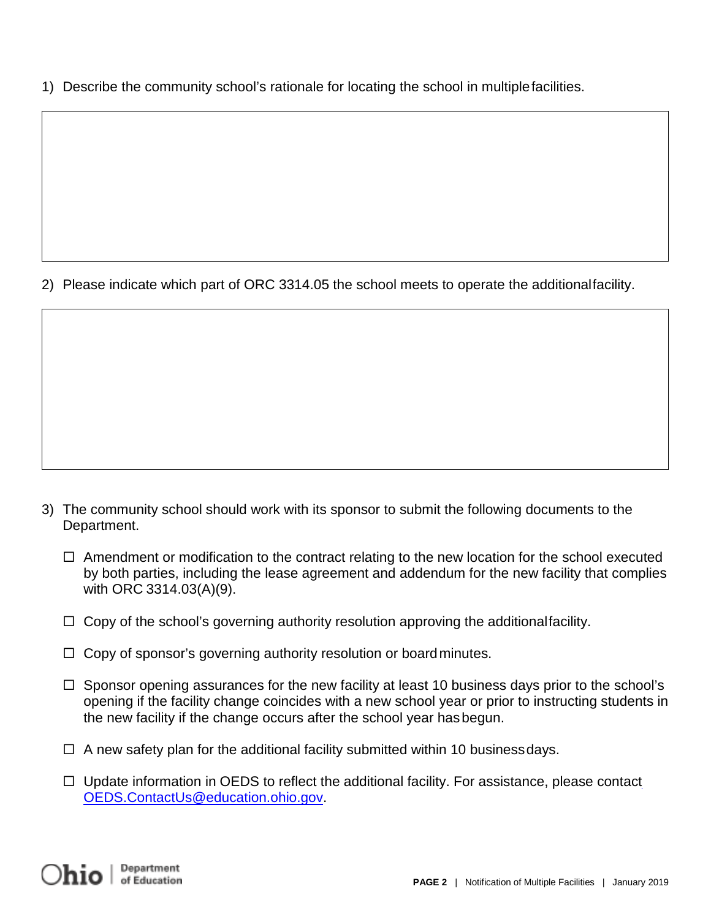1) Describe the community school's rationale for locating the school in multiple facilities.

2) Please indicate which part of ORC 3314.05 the school meets to operate the additional facility.

3) The community school should work with its sponsor to submit the following documents to the Department.

   - ☐ Amendment or modification to the contract relating to the new location for the school executed by both parties, including the lease agreement and addendum for the new facility that complies with ORC 3314.03(A)(9).
   - ☐ Copy of the school's governing authority resolution approving the additional facility.
   - ☐ Copy of sponsor's governing authority resolution or board minutes.
   - ☐ Sponsor opening assurances for the new facility at least 10 business days prior to the school's opening if the facility change coincides with a new school year or prior to instructing students in the new facility if the change occurs after the school year has begun.
   - ☐ A new safety plan for the additional facility submitted within 10 business days.
   - ☐ Update information in OEDS to reflect the additional facility. For assistance, please contact [OEDS.ContactUs@education.ohio.gov](mailto:OEDS.ContactUs@education.ohio.gov).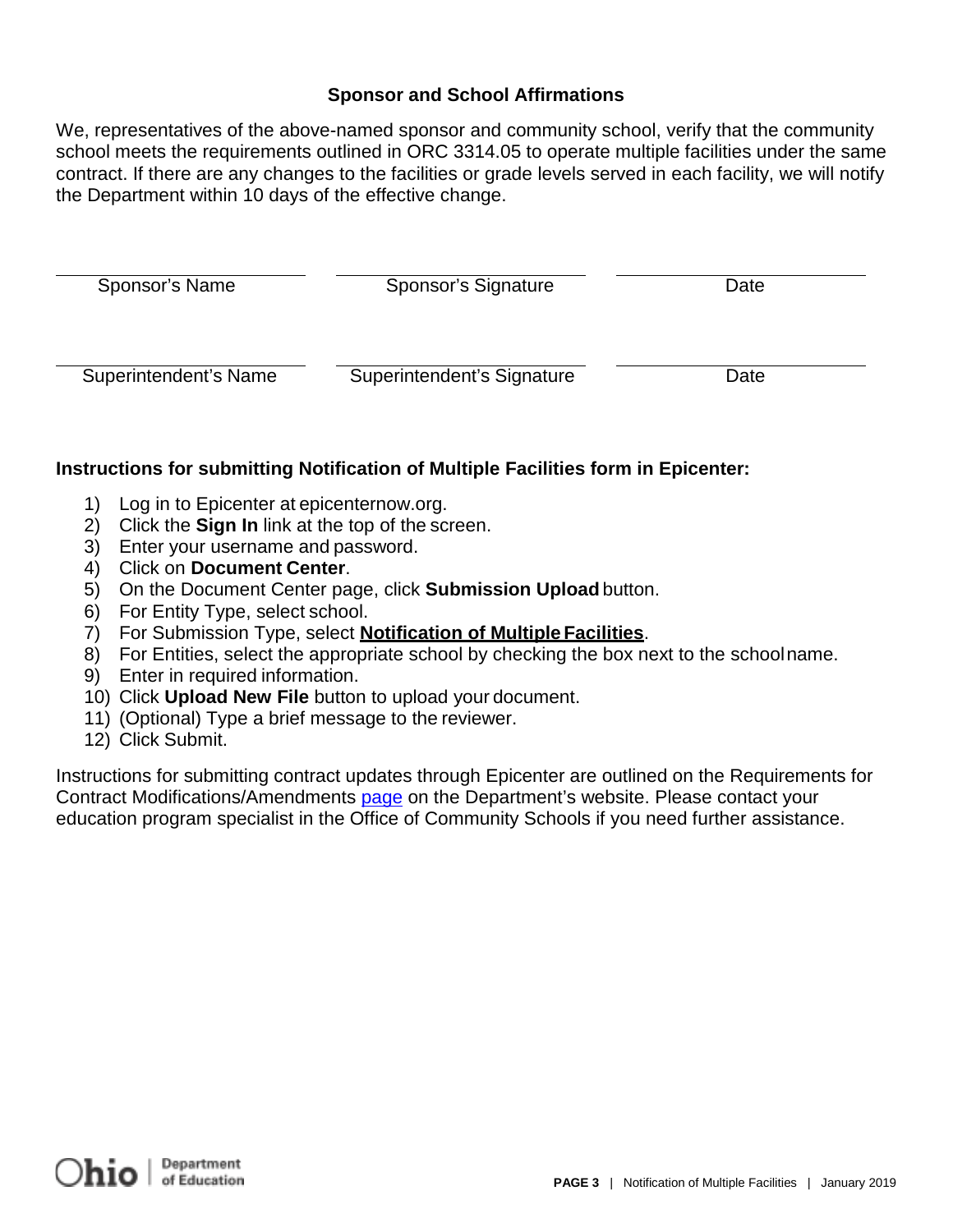## Sponsor and School Affirmations

We, representatives of the above-named sponsor and community school, verify that the community school meets the requirements outlined in ORC 3314.05 to operate multiple facilities under the same contract. If there are any changes to the facilities or grade levels served in each facility, we will notify the Department within 10 days of the effective change.

| | | |
|---|---|---|
| Sponsor's Name | Sponsor's Signature | Date |
| Superintendent's Name | Superintendent's Signature | Date |

### Instructions for submitting Notification of Multiple Facilities form in Epicenter:

1) Log in to Epicenter at epicenternow.org.
2) Click the **Sign In** link at the top of the screen.
3) Enter your username and password.
4) Click on **Document Center**.
5) On the Document Center page, click **Submission Upload** button.
6) For Entity Type, select school.
7) For Submission Type, select **Notification of Multiple Facilities**.
8) For Entities, select the appropriate school by checking the box next to the school name.
9) Enter in required information.
10) Click **Upload New File** button to upload your document.
11) (Optional) Type a brief message to the reviewer.
12) Click Submit.

Instructions for submitting contract updates through Epicenter are outlined on the Requirements for Contract Modifications/Amendments page on the Department's website. Please contact your education program specialist in the Office of Community Schools if you need further assistance.